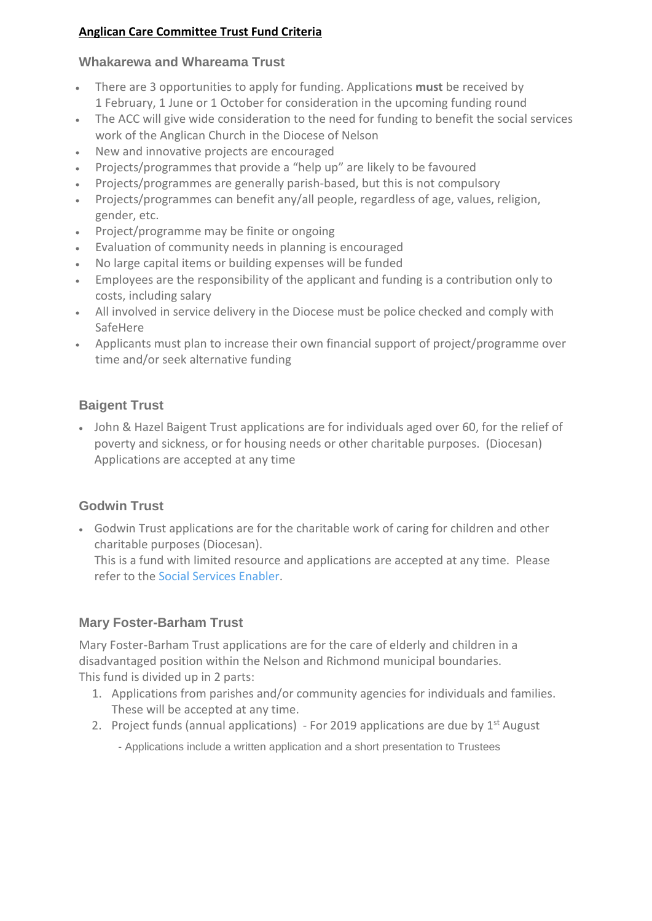# **Anglican Care Committee Trust Fund Criteria**

## Whakarewa and Whareama Trust

- There are 3 opportunities to apply for funding. Applications **must** be received by 1 February, 1 June or 1 October for consideration in the upcoming funding round
- The ACC will give wide consideration to the need for funding to benefit the social services work of the Anglican Church in the Diocese of Nelson
- New and innovative projects are encouraged
- Projects/programmes that provide a "help up" are likely to be favoured
- Projects/programmes are generally parish-based, but this is not compulsory
- Projects/programmes can benefit any/all people, regardless of age, values, religion, gender, etc.
- Project/programme may be finite or ongoing
- Evaluation of community needs in planning is encouraged
- No large capital items or building expenses will be funded
- Employees are the responsibility of the applicant and funding is a contribution only to costs, including salary
- All involved in service delivery in the Diocese must be police checked and comply with SafeHere
- Applicants must plan to increase their own financial support of project/programme over time and/or seek alternative funding

## Baigent Trust

- John & Hazel Baigent Trust applications are for individuals aged over 60, for the relief of poverty and sickness, or for housing needs or other charitable purposes. (Diocesan) Applications are accepted at any time

## Godwin Trust

- Godwin Trust applications are for the charitable work of caring for children and other charitable purposes (Diocesan).
  This is a fund with limited resource and applications are accepted at any time. Please refer to the Social Services Enabler.

## Mary Foster-Barham Trust

Mary Foster-Barham Trust applications are for the care of elderly and children in a disadvantaged position within the Nelson and Richmond municipal boundaries.
This fund is divided up in 2 parts:

1. Applications from parishes and/or community agencies for individuals and families. These will be accepted at any time.
2. Project funds (annual applications) - For 2019 applications are due by 1st August
   - Applications include a written application and a short presentation to Trustees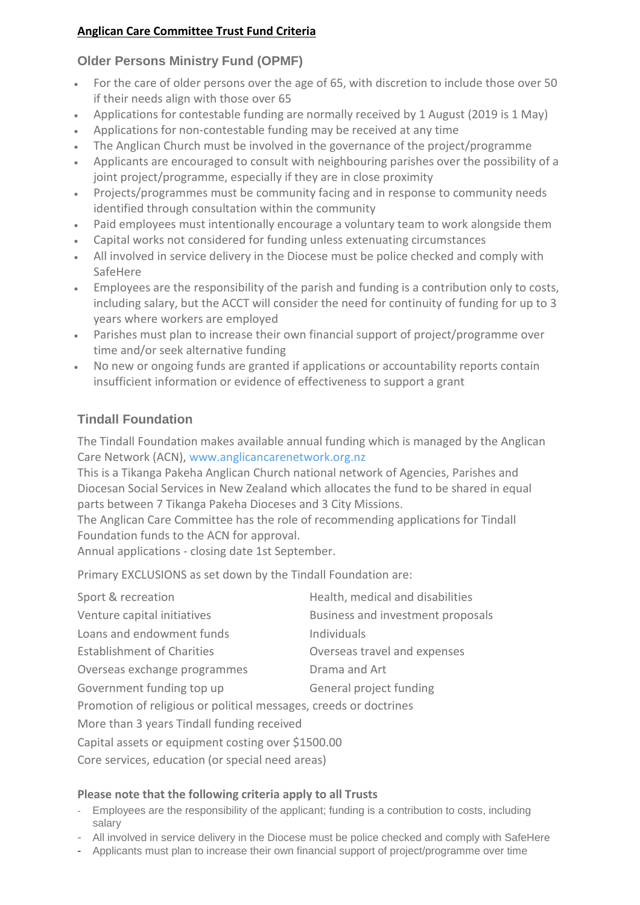**Anglican Care Committee Trust Fund Criteria**

## Older Persons Ministry Fund (OPMF)

- For the care of older persons over the age of 65, with discretion to include those over 50 if their needs align with those over 65
- Applications for contestable funding are normally received by 1 August (2019 is 1 May)
- Applications for non-contestable funding may be received at any time
- The Anglican Church must be involved in the governance of the project/programme
- Applicants are encouraged to consult with neighbouring parishes over the possibility of a joint project/programme, especially if they are in close proximity
- Projects/programmes must be community facing and in response to community needs identified through consultation within the community
- Paid employees must intentionally encourage a voluntary team to work alongside them
- Capital works not considered for funding unless extenuating circumstances
- All involved in service delivery in the Diocese must be police checked and comply with SafeHere
- Employees are the responsibility of the parish and funding is a contribution only to costs, including salary, but the ACCT will consider the need for continuity of funding for up to 3 years where workers are employed
- Parishes must plan to increase their own financial support of project/programme over time and/or seek alternative funding
- No new or ongoing funds are granted if applications or accountability reports contain insufficient information or evidence of effectiveness to support a grant

## Tindall Foundation

The Tindall Foundation makes available annual funding which is managed by the Anglican Care Network (ACN), www.anglicancarenetwork.org.nz
This is a Tikanga Pakeha Anglican Church national network of Agencies, Parishes and Diocesan Social Services in New Zealand which allocates the fund to be shared in equal parts between 7 Tikanga Pakeha Dioceses and 3 City Missions.
The Anglican Care Committee has the role of recommending applications for Tindall Foundation funds to the ACN for approval.
Annual applications - closing date 1st September.

Primary EXCLUSIONS as set down by the Tindall Foundation are:

| | |
|---|---|
| Sport & recreation | Health, medical and disabilities |
| Venture capital initiatives | Business and investment proposals |
| Loans and endowment funds | Individuals |
| Establishment of Charities | Overseas travel and expenses |
| Overseas exchange programmes | Drama and Art |
| Government funding top up | General project funding |

Promotion of religious or political messages, creeds or doctrines

More than 3 years Tindall funding received

Capital assets or equipment costing over $1500.00

Core services, education (or special need areas)

**Please note that the following criteria apply to all Trusts**

- Employees are the responsibility of the applicant; funding is a contribution to costs, including salary
- All involved in service delivery in the Diocese must be police checked and comply with SafeHere
- Applicants must plan to increase their own financial support of project/programme over time